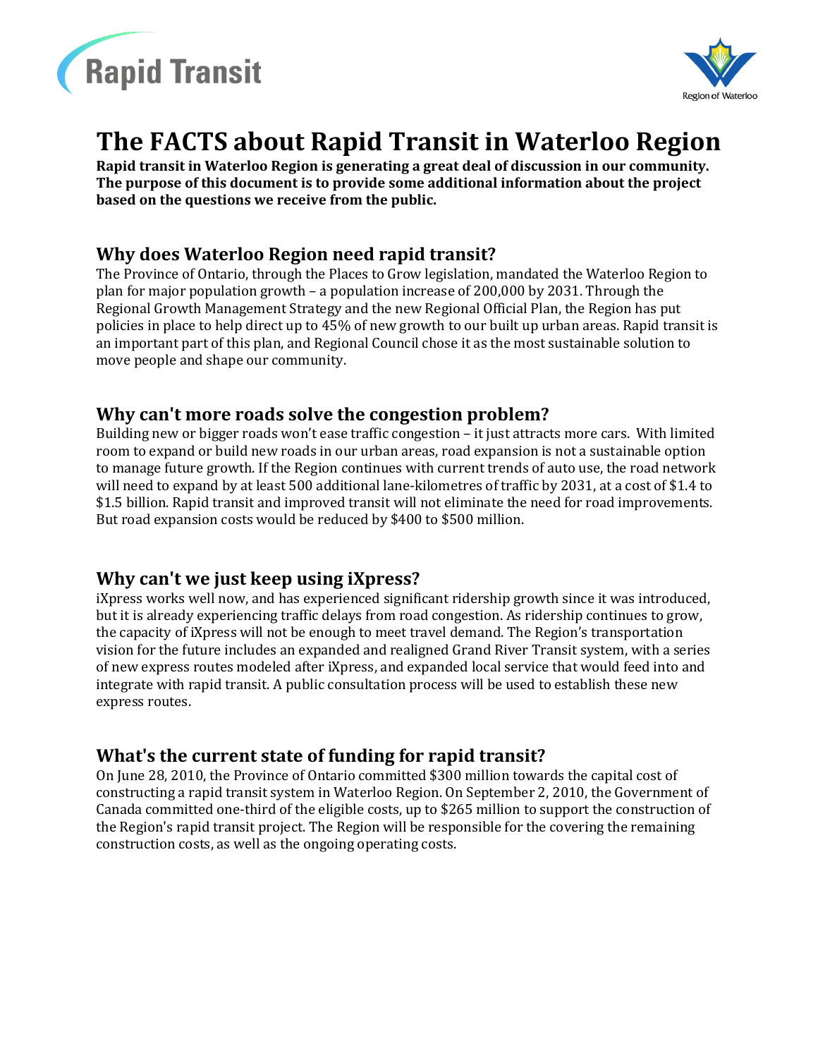Rapid Transit

Region of Waterloo

# The FACTS about Rapid Transit in Waterloo Region

**Rapid transit in Waterloo Region is generating a great deal of discussion in our community. The purpose of this document is to provide some additional information about the project based on the questions we receive from the public.**

## Why does Waterloo Region need rapid transit?

The Province of Ontario, through the Places to Grow legislation, mandated the Waterloo Region to plan for major population growth – a population increase of 200,000 by 2031. Through the Regional Growth Management Strategy and the new Regional Official Plan, the Region has put policies in place to help direct up to 45% of new growth to our built up urban areas. Rapid transit is an important part of this plan, and Regional Council chose it as the most sustainable solution to move people and shape our community.

## Why can't more roads solve the congestion problem?

Building new or bigger roads won't ease traffic congestion – it just attracts more cars. With limited room to expand or build new roads in our urban areas, road expansion is not a sustainable option to manage future growth. If the Region continues with current trends of auto use, the road network will need to expand by at least 500 additional lane-kilometres of traffic by 2031, at a cost of $1.4 to $1.5 billion. Rapid transit and improved transit will not eliminate the need for road improvements. But road expansion costs would be reduced by $400 to $500 million.

## Why can't we just keep using iXpress?

iXpress works well now, and has experienced significant ridership growth since it was introduced, but it is already experiencing traffic delays from road congestion. As ridership continues to grow, the capacity of iXpress will not be enough to meet travel demand. The Region's transportation vision for the future includes an expanded and realigned Grand River Transit system, with a series of new express routes modeled after iXpress, and expanded local service that would feed into and integrate with rapid transit. A public consultation process will be used to establish these new express routes.

## What's the current state of funding for rapid transit?

On June 28, 2010, the Province of Ontario committed $300 million towards the capital cost of constructing a rapid transit system in Waterloo Region. On September 2, 2010, the Government of Canada committed one-third of the eligible costs, up to $265 million to support the construction of the Region's rapid transit project. The Region will be responsible for the covering the remaining construction costs, as well as the ongoing operating costs.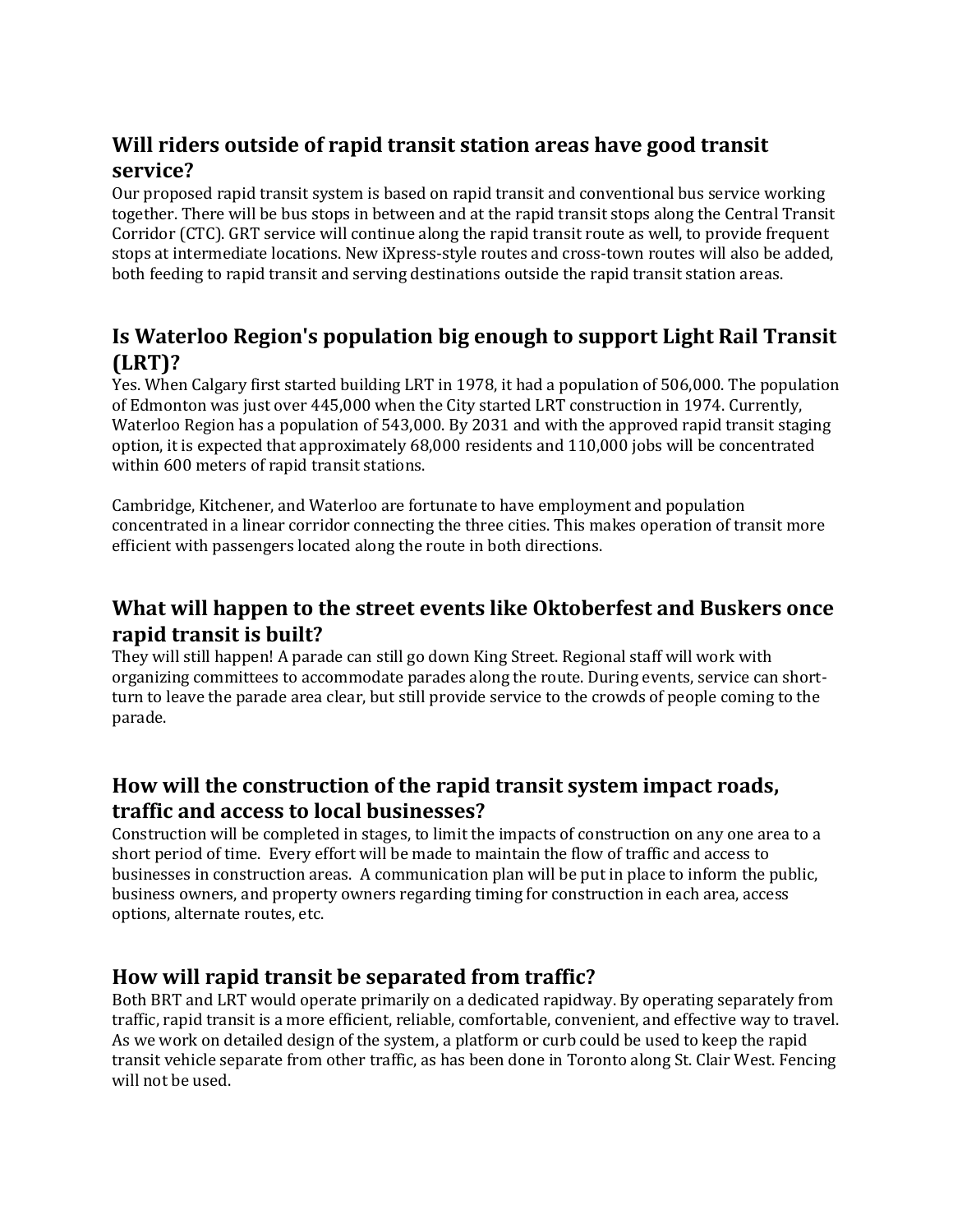## Will riders outside of rapid transit station areas have good transit service?

Our proposed rapid transit system is based on rapid transit and conventional bus service working together. There will be bus stops in between and at the rapid transit stops along the Central Transit Corridor (CTC). GRT service will continue along the rapid transit route as well, to provide frequent stops at intermediate locations. New iXpress-style routes and cross-town routes will also be added, both feeding to rapid transit and serving destinations outside the rapid transit station areas.

## Is Waterloo Region's population big enough to support Light Rail Transit (LRT)?

Yes. When Calgary first started building LRT in 1978, it had a population of 506,000. The population of Edmonton was just over 445,000 when the City started LRT construction in 1974. Currently, Waterloo Region has a population of 543,000. By 2031 and with the approved rapid transit staging option, it is expected that approximately 68,000 residents and 110,000 jobs will be concentrated within 600 meters of rapid transit stations.

Cambridge, Kitchener, and Waterloo are fortunate to have employment and population concentrated in a linear corridor connecting the three cities. This makes operation of transit more efficient with passengers located along the route in both directions.

## What will happen to the street events like Oktoberfest and Buskers once rapid transit is built?

They will still happen! A parade can still go down King Street. Regional staff will work with organizing committees to accommodate parades along the route. During events, service can short-turn to leave the parade area clear, but still provide service to the crowds of people coming to the parade.

## How will the construction of the rapid transit system impact roads, traffic and access to local businesses?

Construction will be completed in stages, to limit the impacts of construction on any one area to a short period of time. Every effort will be made to maintain the flow of traffic and access to businesses in construction areas. A communication plan will be put in place to inform the public, business owners, and property owners regarding timing for construction in each area, access options, alternate routes, etc.

## How will rapid transit be separated from traffic?

Both BRT and LRT would operate primarily on a dedicated rapidway. By operating separately from traffic, rapid transit is a more efficient, reliable, comfortable, convenient, and effective way to travel. As we work on detailed design of the system, a platform or curb could be used to keep the rapid transit vehicle separate from other traffic, as has been done in Toronto along St. Clair West. Fencing will not be used.